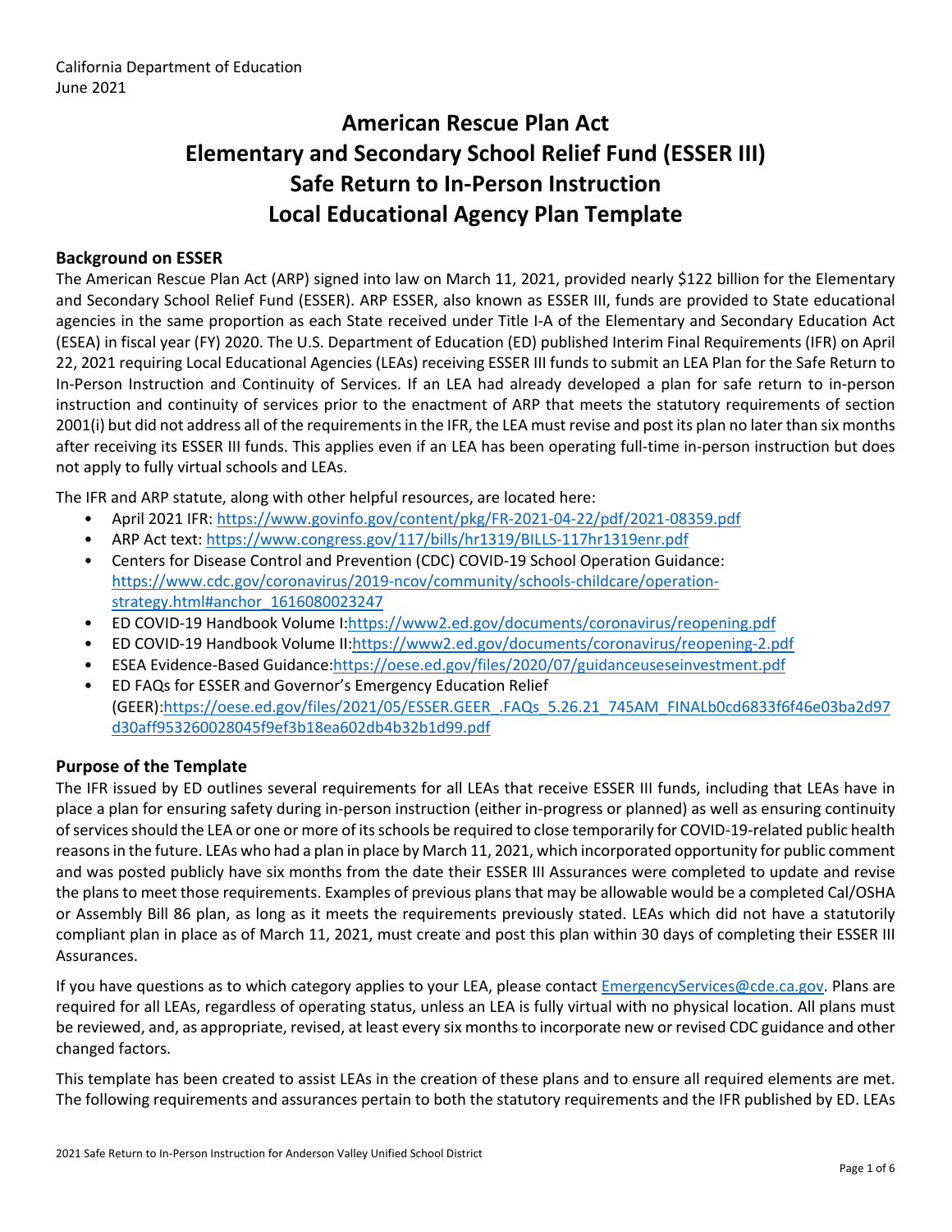California Department of Education
June 2021

# American Rescue Plan Act Elementary and Secondary School Relief Fund (ESSER III) Safe Return to In-Person Instruction Local Educational Agency Plan Template

## Background on ESSER

The American Rescue Plan Act (ARP) signed into law on March 11, 2021, provided nearly $122 billion for the Elementary and Secondary School Relief Fund (ESSER). ARP ESSER, also known as ESSER III, funds are provided to State educational agencies in the same proportion as each State received under Title I-A of the Elementary and Secondary Education Act (ESEA) in fiscal year (FY) 2020. The U.S. Department of Education (ED) published Interim Final Requirements (IFR) on April 22, 2021 requiring Local Educational Agencies (LEAs) receiving ESSER III funds to submit an LEA Plan for the Safe Return to In-Person Instruction and Continuity of Services. If an LEA had already developed a plan for safe return to in-person instruction and continuity of services prior to the enactment of ARP that meets the statutory requirements of section 2001(i) but did not address all of the requirements in the IFR, the LEA must revise and post its plan no later than six months after receiving its ESSER III funds. This applies even if an LEA has been operating full-time in-person instruction but does not apply to fully virtual schools and LEAs.

The IFR and ARP statute, along with other helpful resources, are located here:

- April 2021 IFR: https://www.govinfo.gov/content/pkg/FR-2021-04-22/pdf/2021-08359.pdf
- ARP Act text: https://www.congress.gov/117/bills/hr1319/BILLS-117hr1319enr.pdf
- Centers for Disease Control and Prevention (CDC) COVID-19 School Operation Guidance: https://www.cdc.gov/coronavirus/2019-ncov/community/schools-childcare/operation-strategy.html#anchor_1616080023247
- ED COVID-19 Handbook Volume I:https://www2.ed.gov/documents/coronavirus/reopening.pdf
- ED COVID-19 Handbook Volume II:https://www2.ed.gov/documents/coronavirus/reopening-2.pdf
- ESEA Evidence-Based Guidance:https://oese.ed.gov/files/2020/07/guidanceuseseinvestment.pdf
- ED FAQs for ESSER and Governor's Emergency Education Relief (GEER):https://oese.ed.gov/files/2021/05/ESSER.GEER_.FAQs_5.26.21_745AM_FINALb0cd6833f6f46e03ba2d97d30aff953260028045f9ef3b18ea602db4b32b1d99.pdf

## Purpose of the Template

The IFR issued by ED outlines several requirements for all LEAs that receive ESSER III funds, including that LEAs have in place a plan for ensuring safety during in-person instruction (either in-progress or planned) as well as ensuring continuity of services should the LEA or one or more of its schools be required to close temporarily for COVID-19-related public health reasons in the future. LEAs who had a plan in place by March 11, 2021, which incorporated opportunity for public comment and was posted publicly have six months from the date their ESSER III Assurances were completed to update and revise the plans to meet those requirements. Examples of previous plans that may be allowable would be a completed Cal/OSHA or Assembly Bill 86 plan, as long as it meets the requirements previously stated. LEAs which did not have a statutorily compliant plan in place as of March 11, 2021, must create and post this plan within 30 days of completing their ESSER III Assurances.

If you have questions as to which category applies to your LEA, please contact EmergencyServices@cde.ca.gov. Plans are required for all LEAs, regardless of operating status, unless an LEA is fully virtual with no physical location. All plans must be reviewed, and, as appropriate, revised, at least every six months to incorporate new or revised CDC guidance and other changed factors.

This template has been created to assist LEAs in the creation of these plans and to ensure all required elements are met. The following requirements and assurances pertain to both the statutory requirements and the IFR published by ED. LEAs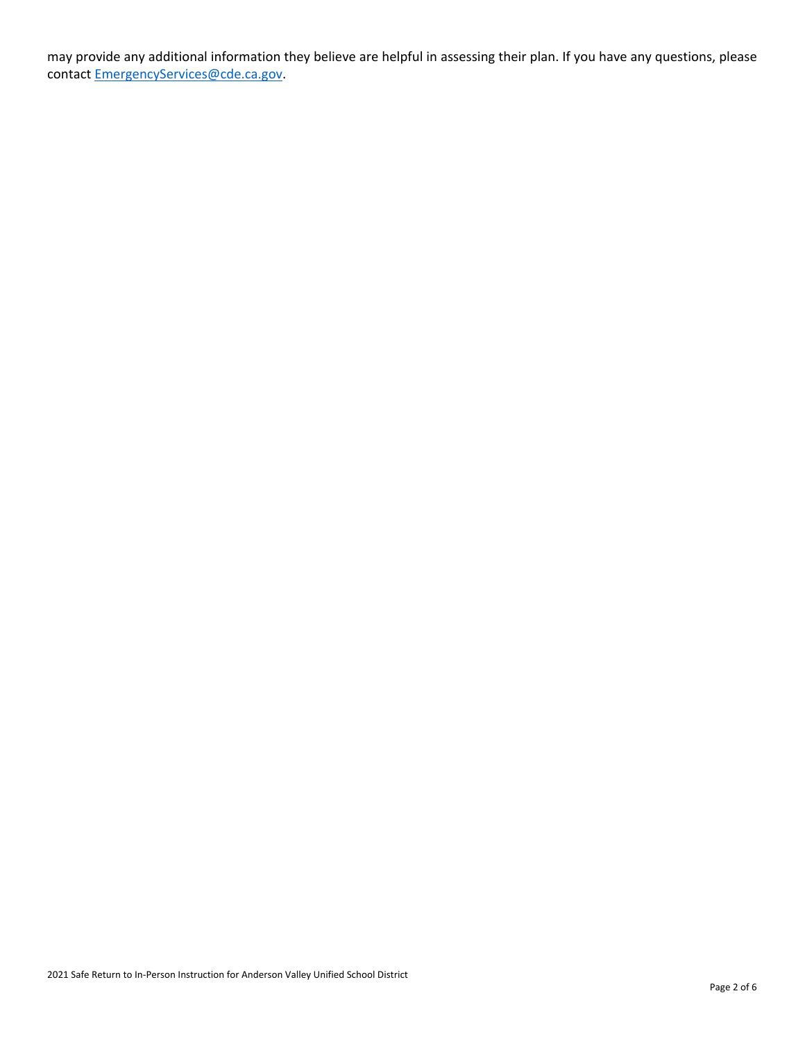may provide any additional information they believe are helpful in assessing their plan. If you have any questions, please contact [EmergencyServices@cde.ca.gov](mailto:EmergencyServices@cde.ca.gov).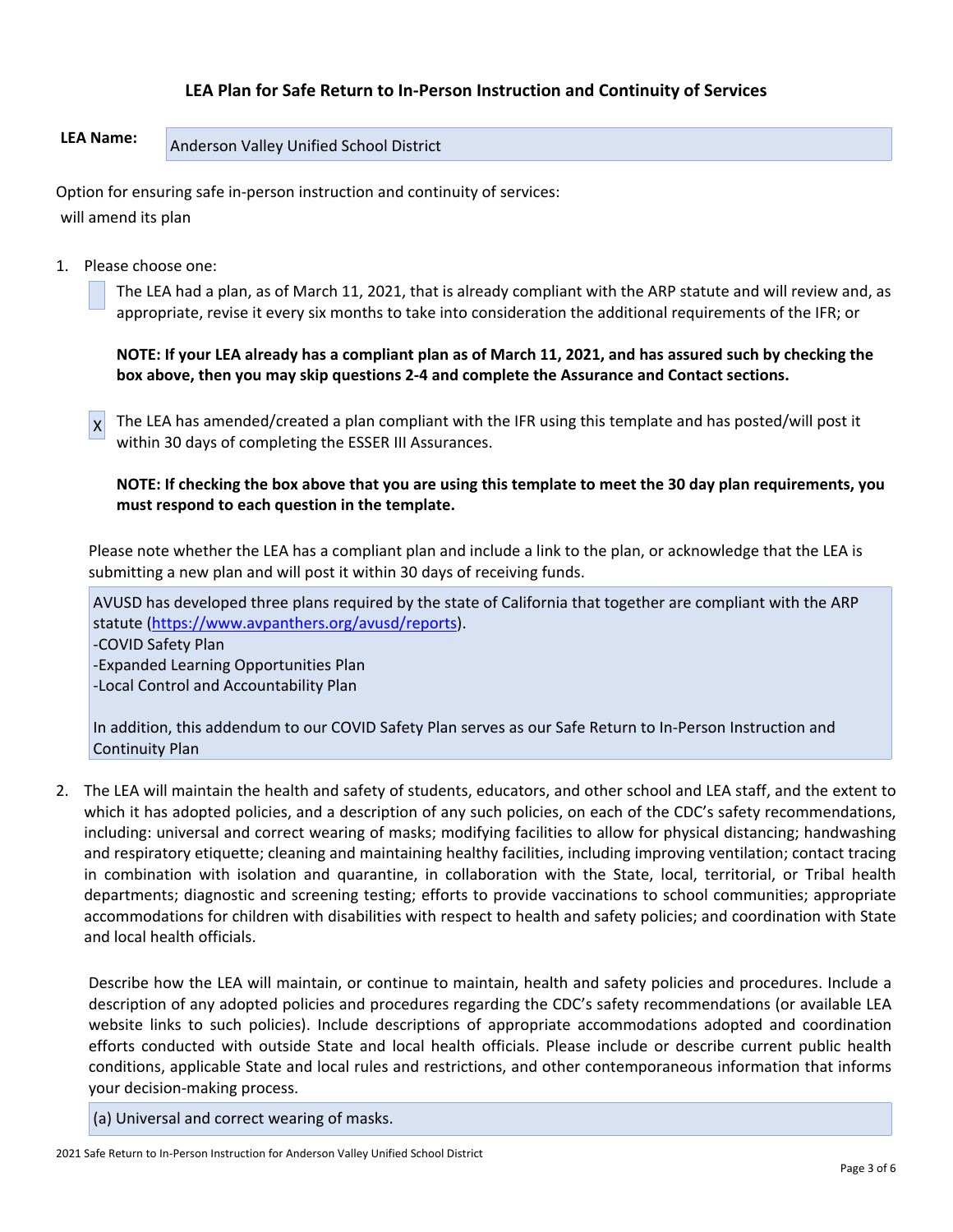## LEA Plan for Safe Return to In-Person Instruction and Continuity of Services

**LEA Name:** Anderson Valley Unified School District

Option for ensuring safe in-person instruction and continuity of services:

will amend its plan

1. Please choose one:

   [ ] The LEA had a plan, as of March 11, 2021, that is already compliant with the ARP statute and will review and, as appropriate, revise it every six months to take into consideration the additional requirements of the IFR; or

   **NOTE: If your LEA already has a compliant plan as of March 11, 2021, and has assured such by checking the box above, then you may skip questions 2-4 and complete the Assurance and Contact sections.**

   [X] The LEA has amended/created a plan compliant with the IFR using this template and has posted/will post it within 30 days of completing the ESSER III Assurances.

   **NOTE: If checking the box above that you are using this template to meet the 30 day plan requirements, you must respond to each question in the template.**

   Please note whether the LEA has a compliant plan and include a link to the plan, or acknowledge that the LEA is submitting a new plan and will post it within 30 days of receiving funds.

   AVUSD has developed three plans required by the state of California that together are compliant with the ARP statute (https://www.avpanthers.org/avusd/reports).
   -COVID Safety Plan
   -Expanded Learning Opportunities Plan
   -Local Control and Accountability Plan

   In addition, this addendum to our COVID Safety Plan serves as our Safe Return to In-Person Instruction and Continuity Plan

2. The LEA will maintain the health and safety of students, educators, and other school and LEA staff, and the extent to which it has adopted policies, and a description of any such policies, on each of the CDC's safety recommendations, including: universal and correct wearing of masks; modifying facilities to allow for physical distancing; handwashing and respiratory etiquette; cleaning and maintaining healthy facilities, including improving ventilation; contact tracing in combination with isolation and quarantine, in collaboration with the State, local, territorial, or Tribal health departments; diagnostic and screening testing; efforts to provide vaccinations to school communities; appropriate accommodations for children with disabilities with respect to health and safety policies; and coordination with State and local health officials.

   Describe how the LEA will maintain, or continue to maintain, health and safety policies and procedures. Include a description of any adopted policies and procedures regarding the CDC's safety recommendations (or available LEA website links to such policies). Include descriptions of appropriate accommodations adopted and coordination efforts conducted with outside State and local health officials. Please include or describe current public health conditions, applicable State and local rules and restrictions, and other contemporaneous information that informs your decision-making process.

   (a) Universal and correct wearing of masks.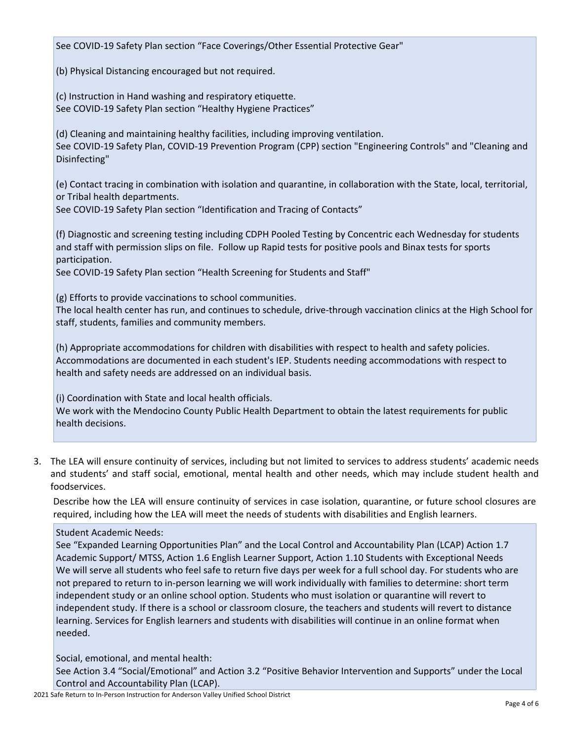See COVID-19 Safety Plan section "Face Coverings/Other Essential Protective Gear"

(b) Physical Distancing encouraged but not required.

(c) Instruction in Hand washing and respiratory etiquette.
See COVID-19 Safety Plan section "Healthy Hygiene Practices"

(d) Cleaning and maintaining healthy facilities, including improving ventilation.
See COVID-19 Safety Plan, COVID-19 Prevention Program (CPP) section "Engineering Controls" and "Cleaning and Disinfecting"

(e) Contact tracing in combination with isolation and quarantine, in collaboration with the State, local, territorial, or Tribal health departments.
See COVID-19 Safety Plan section "Identification and Tracing of Contacts"

(f) Diagnostic and screening testing including CDPH Pooled Testing by Concentric each Wednesday for students and staff with permission slips on file. Follow up Rapid tests for positive pools and Binax tests for sports participation.
See COVID-19 Safety Plan section "Health Screening for Students and Staff"

(g) Efforts to provide vaccinations to school communities.
The local health center has run, and continues to schedule, drive-through vaccination clinics at the High School for staff, students, families and community members.

(h) Appropriate accommodations for children with disabilities with respect to health and safety policies.
Accommodations are documented in each student's IEP. Students needing accommodations with respect to health and safety needs are addressed on an individual basis.

(i) Coordination with State and local health officials.
We work with the Mendocino County Public Health Department to obtain the latest requirements for public health decisions.

3. The LEA will ensure continuity of services, including but not limited to services to address students' academic needs and students' and staff social, emotional, mental health and other needs, which may include student health and foodservices.

   Describe how the LEA will ensure continuity of services in case isolation, quarantine, or future school closures are required, including how the LEA will meet the needs of students with disabilities and English learners.

Student Academic Needs:
See "Expanded Learning Opportunities Plan" and the Local Control and Accountability Plan (LCAP) Action 1.7 Academic Support/ MTSS, Action 1.6 English Learner Support, Action 1.10 Students with Exceptional Needs
We will serve all students who feel safe to return five days per week for a full school day. For students who are not prepared to return to in-person learning we will work individually with families to determine: short term independent study or an online school option. Students who must isolation or quarantine will revert to independent study. If there is a school or classroom closure, the teachers and students will revert to distance learning. Services for English learners and students with disabilities will continue in an online format when needed.

Social, emotional, and mental health:
See Action 3.4 "Social/Emotional" and Action 3.2 "Positive Behavior Intervention and Supports" under the Local Control and Accountability Plan (LCAP).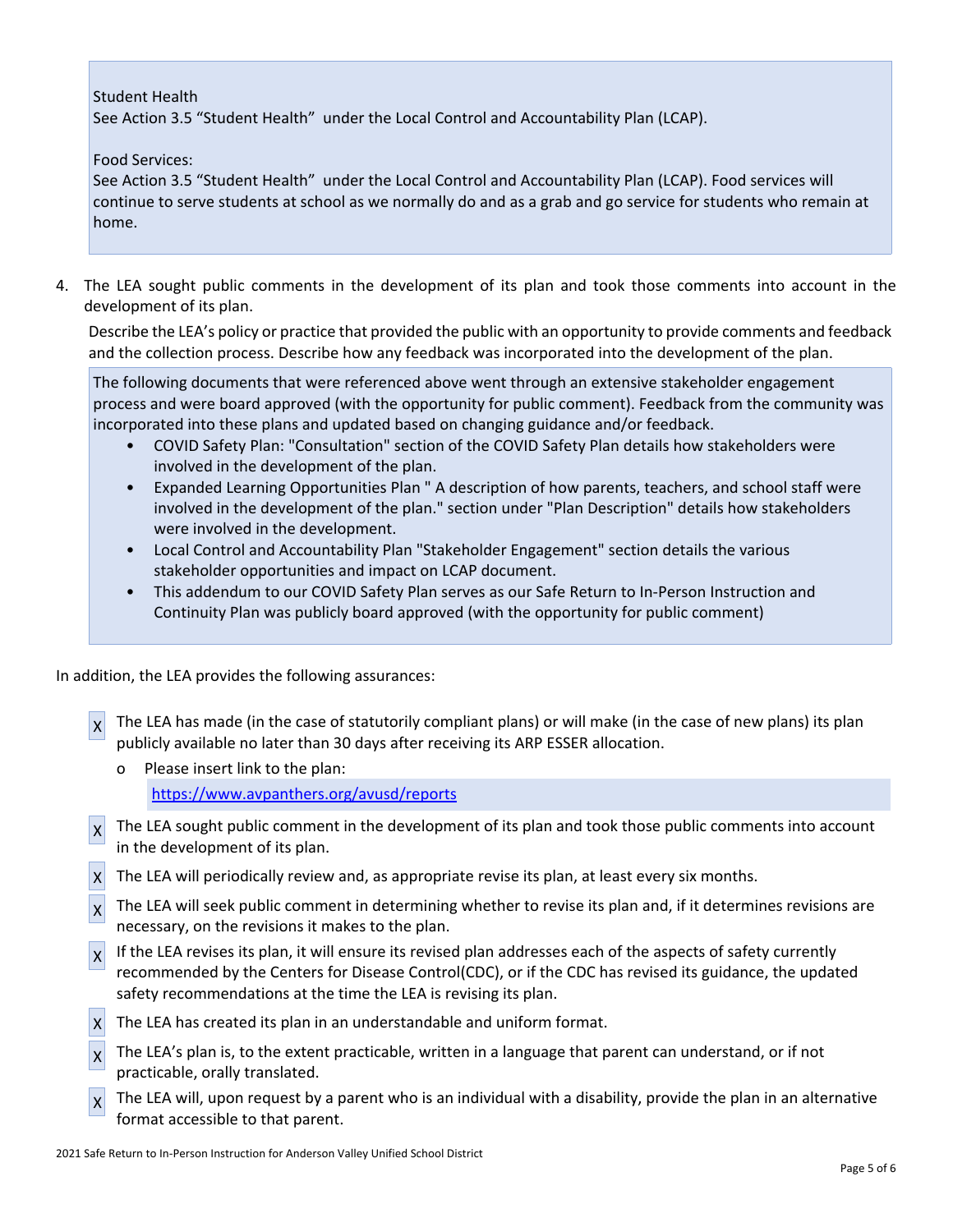Student Health
See Action 3.5 "Student Health" under the Local Control and Accountability Plan (LCAP).

Food Services:
See Action 3.5 "Student Health" under the Local Control and Accountability Plan (LCAP). Food services will continue to serve students at school as we normally do and as a grab and go service for students who remain at home.

4. The LEA sought public comments in the development of its plan and took those comments into account in the development of its plan.

   Describe the LEA's policy or practice that provided the public with an opportunity to provide comments and feedback and the collection process. Describe how any feedback was incorporated into the development of the plan.

The following documents that were referenced above went through an extensive stakeholder engagement process and were board approved (with the opportunity for public comment). Feedback from the community was incorporated into these plans and updated based on changing guidance and/or feedback.

- COVID Safety Plan: "Consultation" section of the COVID Safety Plan details how stakeholders were involved in the development of the plan.
- Expanded Learning Opportunities Plan " A description of how parents, teachers, and school staff were involved in the development of the plan." section under "Plan Description" details how stakeholders were involved in the development.
- Local Control and Accountability Plan "Stakeholder Engagement" section details the various stakeholder opportunities and impact on LCAP document.
- This addendum to our COVID Safety Plan serves as our Safe Return to In-Person Instruction and Continuity Plan was publicly board approved (with the opportunity for public comment)

In addition, the LEA provides the following assurances:

- X The LEA has made (in the case of statutorily compliant plans) or will make (in the case of new plans) its plan publicly available no later than 30 days after receiving its ARP ESSER allocation.
  - o Please insert link to the plan:
    https://www.avpanthers.org/avusd/reports
- X The LEA sought public comment in the development of its plan and took those public comments into account in the development of its plan.
- X The LEA will periodically review and, as appropriate revise its plan, at least every six months.
- X The LEA will seek public comment in determining whether to revise its plan and, if it determines revisions are necessary, on the revisions it makes to the plan.
- X If the LEA revises its plan, it will ensure its revised plan addresses each of the aspects of safety currently recommended by the Centers for Disease Control(CDC), or if the CDC has revised its guidance, the updated safety recommendations at the time the LEA is revising its plan.
- X The LEA has created its plan in an understandable and uniform format.
- X The LEA's plan is, to the extent practicable, written in a language that parent can understand, or if not practicable, orally translated.
- X The LEA will, upon request by a parent who is an individual with a disability, provide the plan in an alternative format accessible to that parent.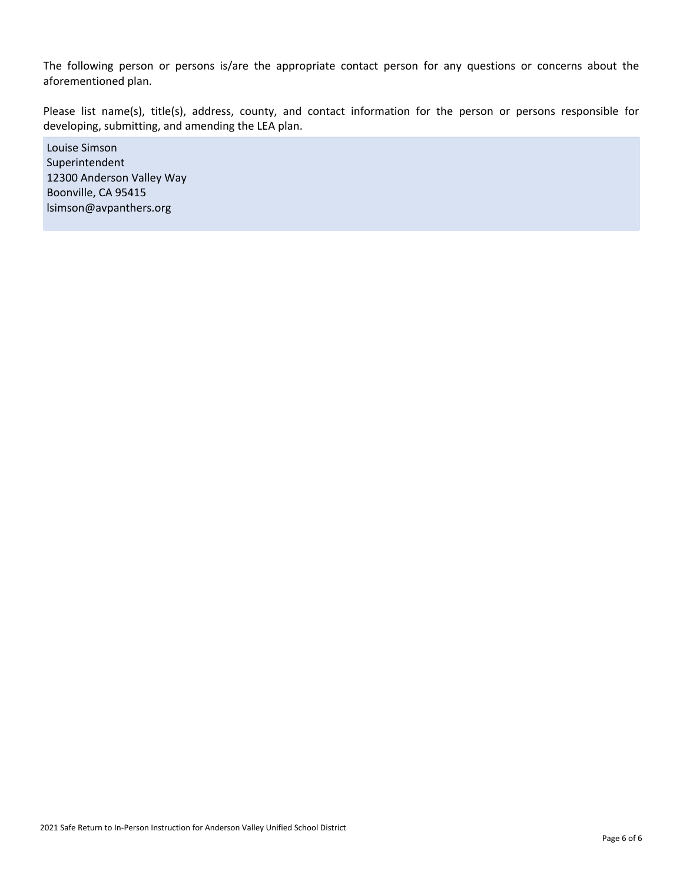The following person or persons is/are the appropriate contact person for any questions or concerns about the aforementioned plan.

Please list name(s), title(s), address, county, and contact information for the person or persons responsible for developing, submitting, and amending the LEA plan.

Louise Simson
Superintendent
12300 Anderson Valley Way
Boonville, CA 95415
lsimson@avpanthers.org